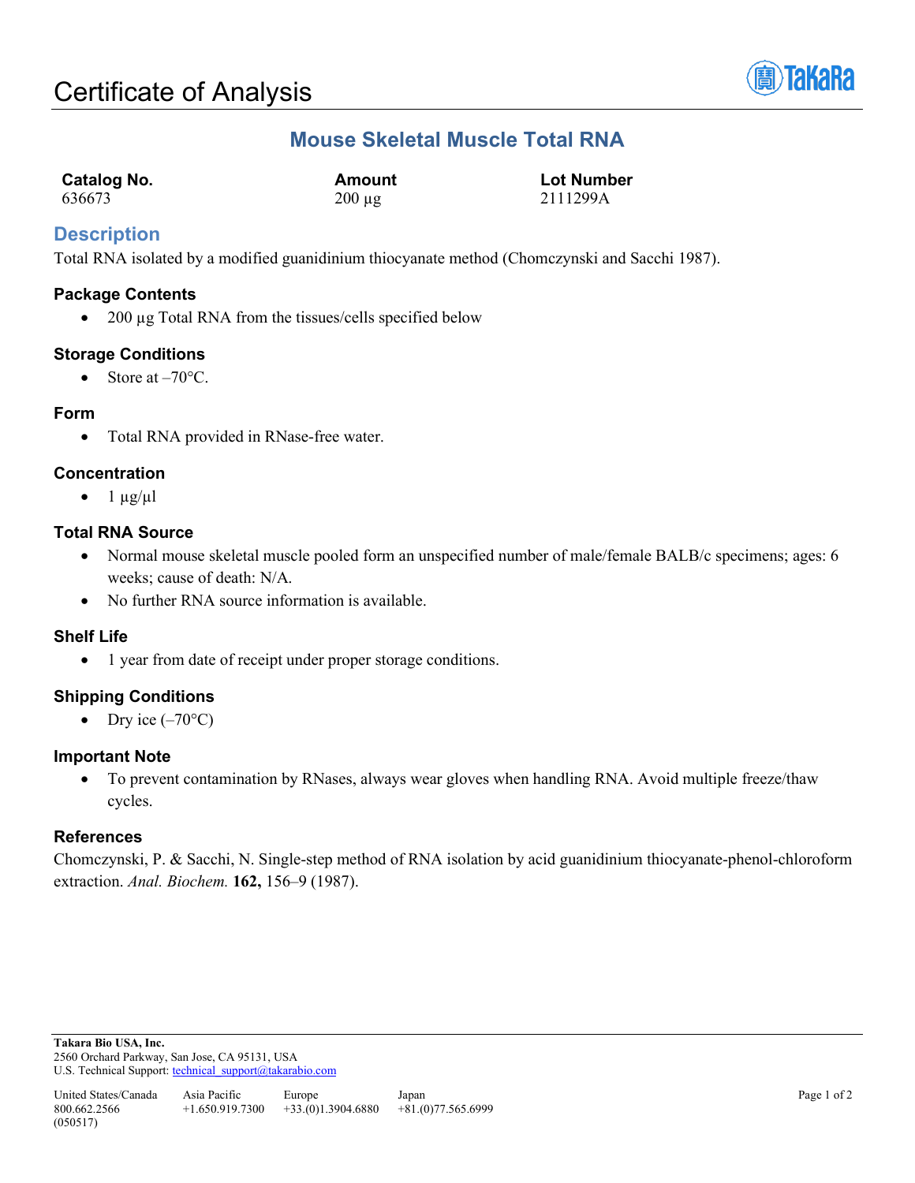# Certificate of Analysis

## Mouse Skeletal Muscle Total RNA

| Catalog No. | Amount | Lot Number |
|---|---|---|
| 636673 | 200 µg | 2111299A |

## Description

Total RNA isolated by a modified guanidinium thiocyanate method (Chomczynski and Sacchi 1987).

### Package Contents

- 200 µg Total RNA from the tissues/cells specified below

### Storage Conditions

- Store at –70°C.

### Form

- Total RNA provided in RNase-free water.

### Concentration

- 1 µg/µl

### Total RNA Source

- Normal mouse skeletal muscle pooled form an unspecified number of male/female BALB/c specimens; ages: 6 weeks; cause of death: N/A.
- No further RNA source information is available.

### Shelf Life

- 1 year from date of receipt under proper storage conditions.

### Shipping Conditions

- Dry ice (–70°C)

### Important Note

- To prevent contamination by RNases, always wear gloves when handling RNA. Avoid multiple freeze/thaw cycles.

### References

Chomczynski, P. & Sacchi, N. Single-step method of RNA isolation by acid guanidinium thiocyanate-phenol-chloroform extraction. *Anal. Biochem.* **162,** 156–9 (1987).

**Takara Bio USA, Inc.**
2560 Orchard Parkway, San Jose, CA 95131, USA
U.S. Technical Support: technical_support@takarabio.com

| United States/Canada | Asia Pacific | Europe | Japan |
|---|---|---|---|
| 800.662.2566 | +1.650.919.7300 | +33.(0)1.3904.6880 | +81.(0)77.565.6999 |

(050517)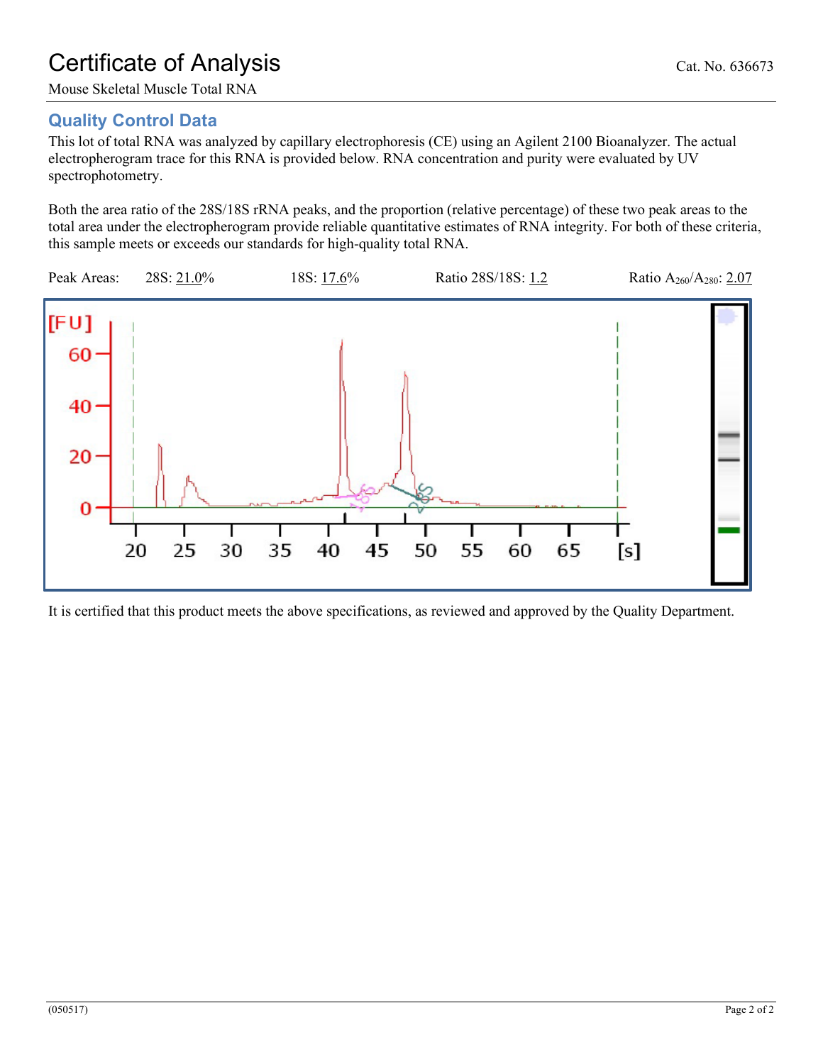# Certificate of Analysis

Cat. No. 636673

Mouse Skeletal Muscle Total RNA

## Quality Control Data

This lot of total RNA was analyzed by capillary electrophoresis (CE) using an Agilent 2100 Bioanalyzer. The actual electropherogram trace for this RNA is provided below. RNA concentration and purity were evaluated by UV spectrophotometry.

Both the area ratio of the 28S/18S rRNA peaks, and the proportion (relative percentage) of these two peak areas to the total area under the electropherogram provide reliable quantitative estimates of RNA integrity. For both of these criteria, this sample meets or exceeds our standards for high-quality total RNA.

Peak Areas: 28S: 21.0% 18S: 17.6% Ratio 28S/18S: 1.2 Ratio $A_{260}/A_{280}$: 2.07

It is certified that this product meets the above specifications, as reviewed and approved by the Quality Department.

(050517)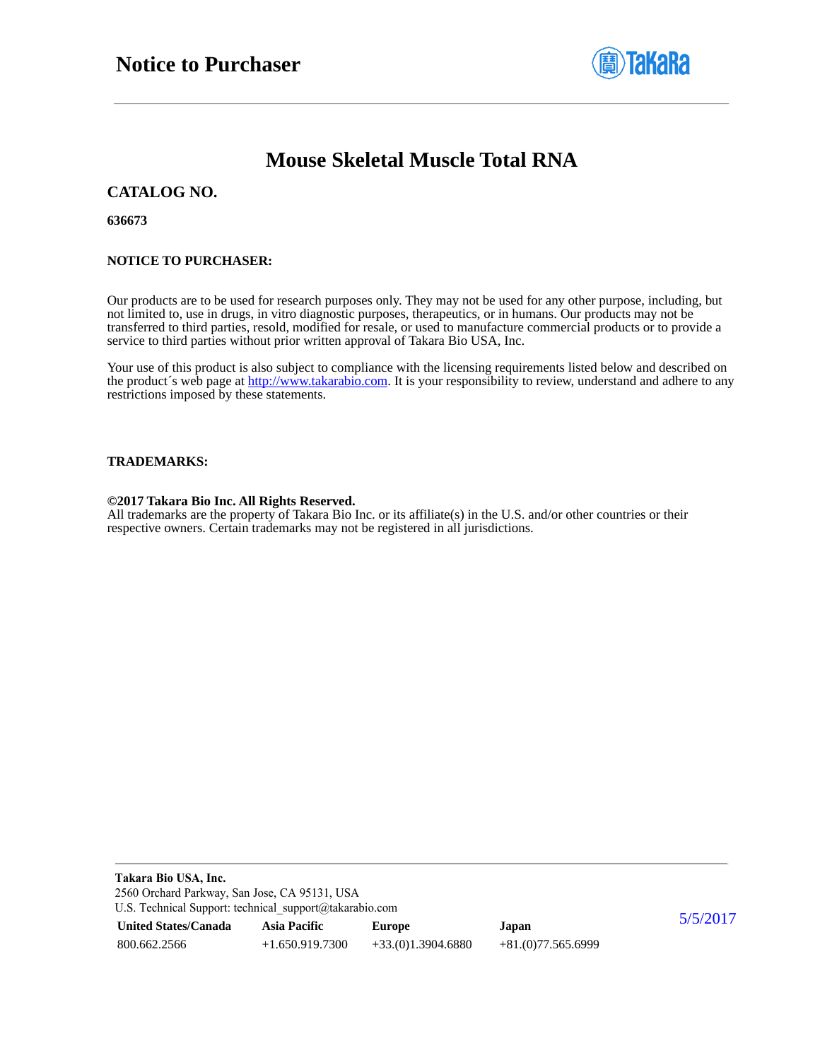# Notice to Purchaser

## Mouse Skeletal Muscle Total RNA

### CATALOG NO.

**636673**

**NOTICE TO PURCHASER:**

Our products are to be used for research purposes only. They may not be used for any other purpose, including, but not limited to, use in drugs, in vitro diagnostic purposes, therapeutics, or in humans. Our products may not be transferred to third parties, resold, modified for resale, or used to manufacture commercial products or to provide a service to third parties without prior written approval of Takara Bio USA, Inc.

Your use of this product is also subject to compliance with the licensing requirements listed below and described on the product´s web page at http://www.takarabio.com. It is your responsibility to review, understand and adhere to any restrictions imposed by these statements.

**TRADEMARKS:**

**©2017 Takara Bio Inc. All Rights Reserved.**
All trademarks are the property of Takara Bio Inc. or its affiliate(s) in the U.S. and/or other countries or their respective owners. Certain trademarks may not be registered in all jurisdictions.

**Takara Bio USA, Inc.**
2560 Orchard Parkway, San Jose, CA 95131, USA
U.S. Technical Support: technical_support@takarabio.com

| United States/Canada | Asia Pacific | Europe | Japan |
|---|---|---|---|
| 800.662.2566 | +1.650.919.7300 | +33.(0)1.3904.6880 | +81.(0)77.565.6999 |

5/5/2017